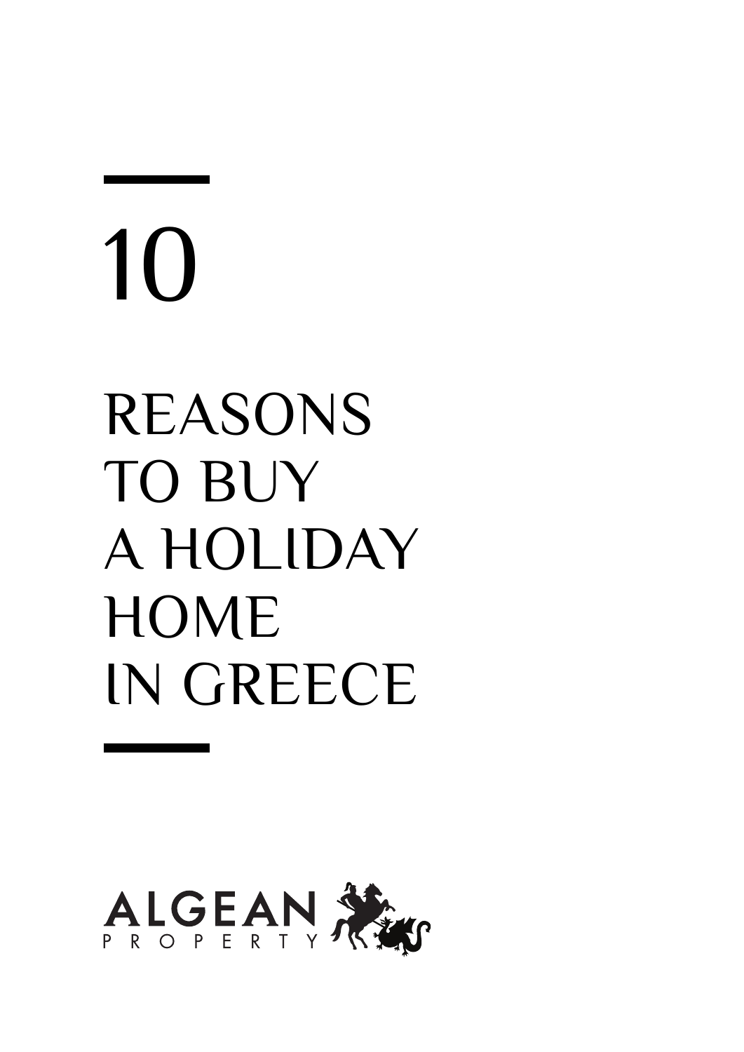# 10

# REASONS TO BUY A HOLIDAY HOME IN GREECE

ALGEAN PROPERTY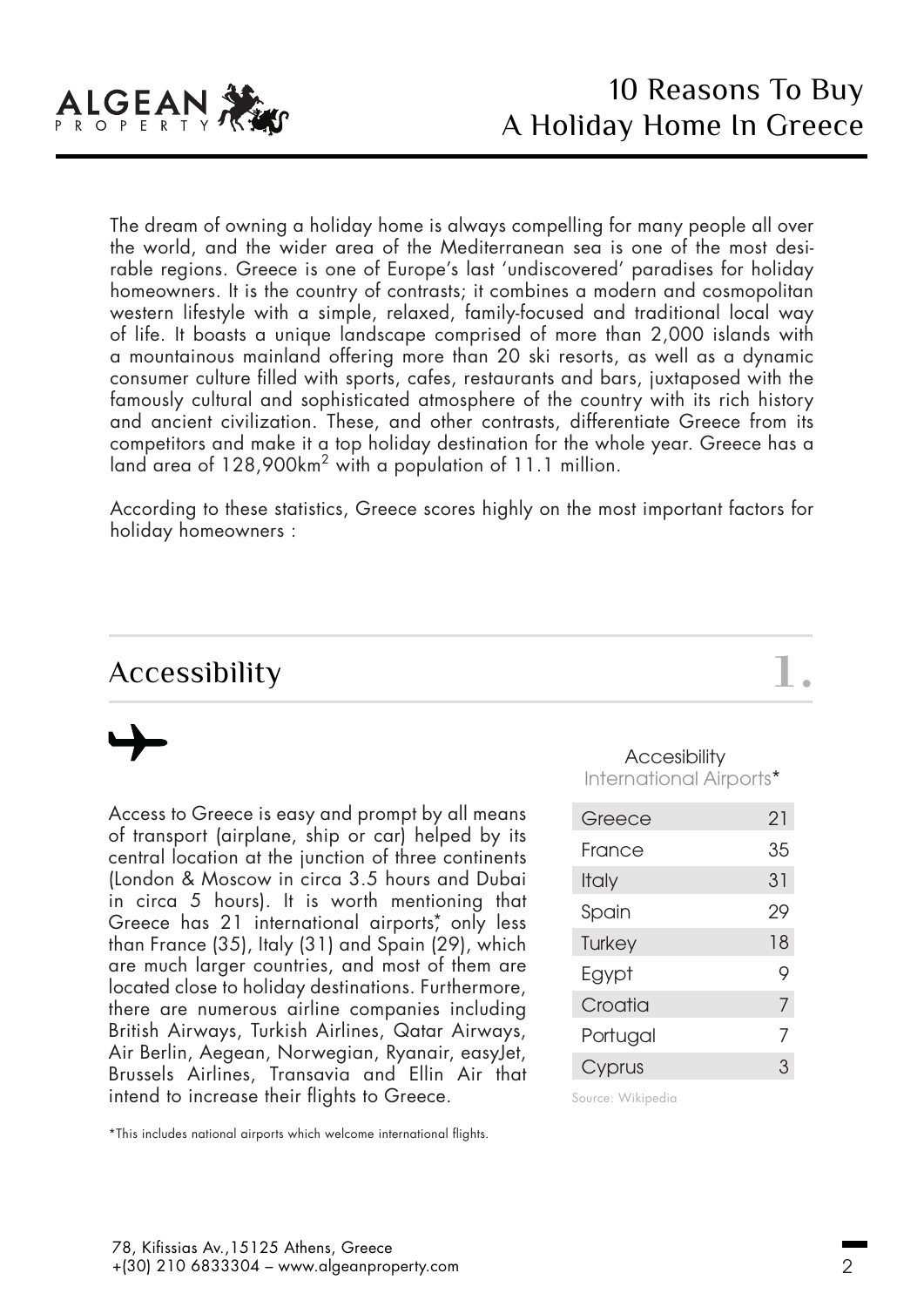The dream of owning a holiday home is always compelling for many people all over the world, and the wider area of the Mediterranean sea is one of the most desirable regions. Greece is one of Europe's last 'undiscovered' paradises for holiday homeowners. It is the country of contrasts; it combines a modern and cosmopolitan western lifestyle with a simple, relaxed, family-focused and traditional local way of life. It boasts a unique landscape comprised of more than 2,000 islands with a mountainous mainland offering more than 20 ski resorts, as well as a dynamic consumer culture filled with sports, cafes, restaurants and bars, juxtaposed with the famously cultural and sophisticated atmosphere of the country with its rich history and ancient civilization. These, and other contrasts, differentiate Greece from its competitors and make it a top holiday destination for the whole year. Greece has a land area of 128,900km$^2$ with a population of 11.1 million.

According to these statistics, Greece scores highly on the most important factors for holiday homeowners :

## Accessibility 1.

Access to Greece is easy and prompt by all means of transport (airplane, ship or car) helped by its central location at the junction of three continents (London & Moscow in circa 3.5 hours and Dubai in circa 5 hours). It is worth mentioning that Greece has 21 international airports*, only less than France (35), Italy (31) and Spain (29), which are much larger countries, and most of them are located close to holiday destinations. Furthermore, there are numerous airline companies including British Airways, Turkish Airlines, Qatar Airways, Air Berlin, Aegean, Norwegian, Ryanair, easyJet, Brussels Airlines, Transavia and Ellin Air that intend to increase their flights to Greece.

\*This includes national airports which welcome international flights.

Accesibility
International Airports*

| | |
|---|---|
| Greece | 21 |
| France | 35 |
| Italy | 31 |
| Spain | 29 |
| Turkey | 18 |
| Egypt | 9 |
| Croatia | 7 |
| Portugal | 7 |
| Cyprus | 3 |

Source: Wikipedia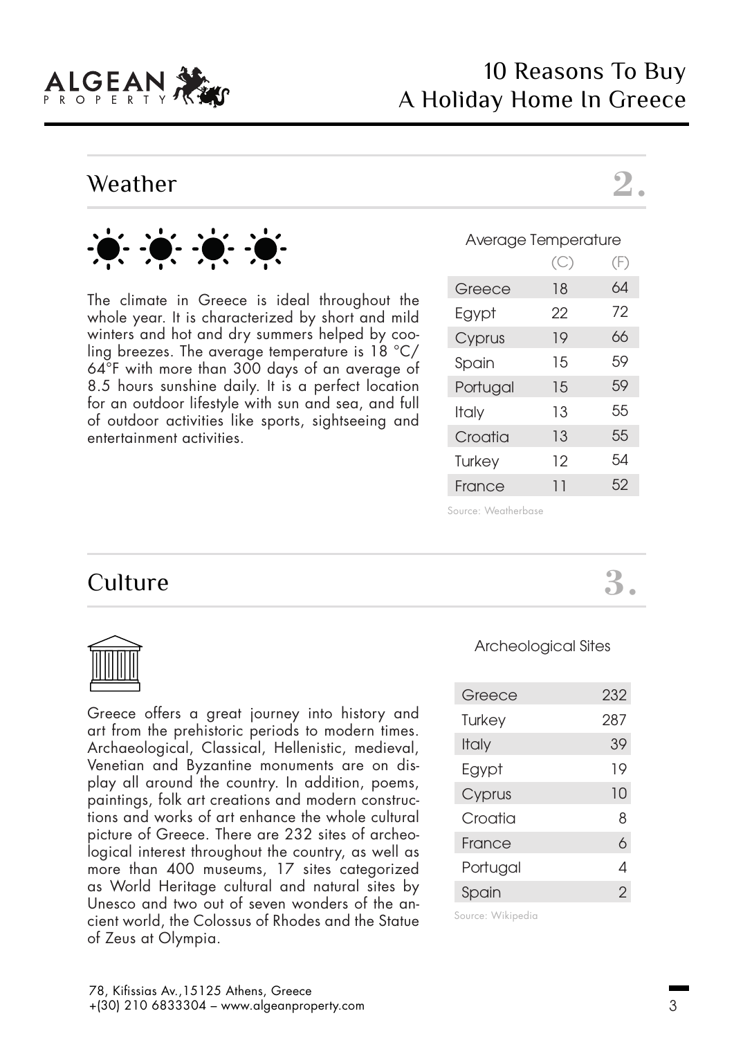## Weather

**2.**

The climate in Greece is ideal throughout the whole year. It is characterized by short and mild winters and hot and dry summers helped by cooling breezes. The average temperature is 18 °C/ 64°F with more than 300 days of an average of 8.5 hours sunshine daily. It is a perfect location for an outdoor lifestyle with sun and sea, and full of outdoor activities like sports, sightseeing and entertainment activities.

Average Temperature

| | (C) | (F) |
|---|---|---|
| Greece | 18 | 64 |
| Egypt | 22 | 72 |
| Cyprus | 19 | 66 |
| Spain | 15 | 59 |
| Portugal | 15 | 59 |
| Italy | 13 | 55 |
| Croatia | 13 | 55 |
| Turkey | 12 | 54 |
| France | 11 | 52 |

Source: Weatherbase

## Culture

**3.**

Greece offers a great journey into history and art from the prehistoric periods to modern times. Archaeological, Classical, Hellenistic, medieval, Venetian and Byzantine monuments are on display all around the country. In addition, poems, paintings, folk art creations and modern constructions and works of art enhance the whole cultural picture of Greece. There are 232 sites of archeological interest throughout the country, as well as more than 400 museums, 17 sites categorized as World Heritage cultural and natural sites by Unesco and two out of seven wonders of the ancient world, the Colossus of Rhodes and the Statue of Zeus at Olympia.

Archeological Sites

| | |
|---|---|
| Greece | 232 |
| Turkey | 287 |
| Italy | 39 |
| Egypt | 19 |
| Cyprus | 10 |
| Croatia | 8 |
| France | 6 |
| Portugal | 4 |
| Spain | 2 |

Source: Wikipedia

78, Kifissias Av.,15125 Athens, Greece
+(30) 210 6833304 – www.algeanproperty.com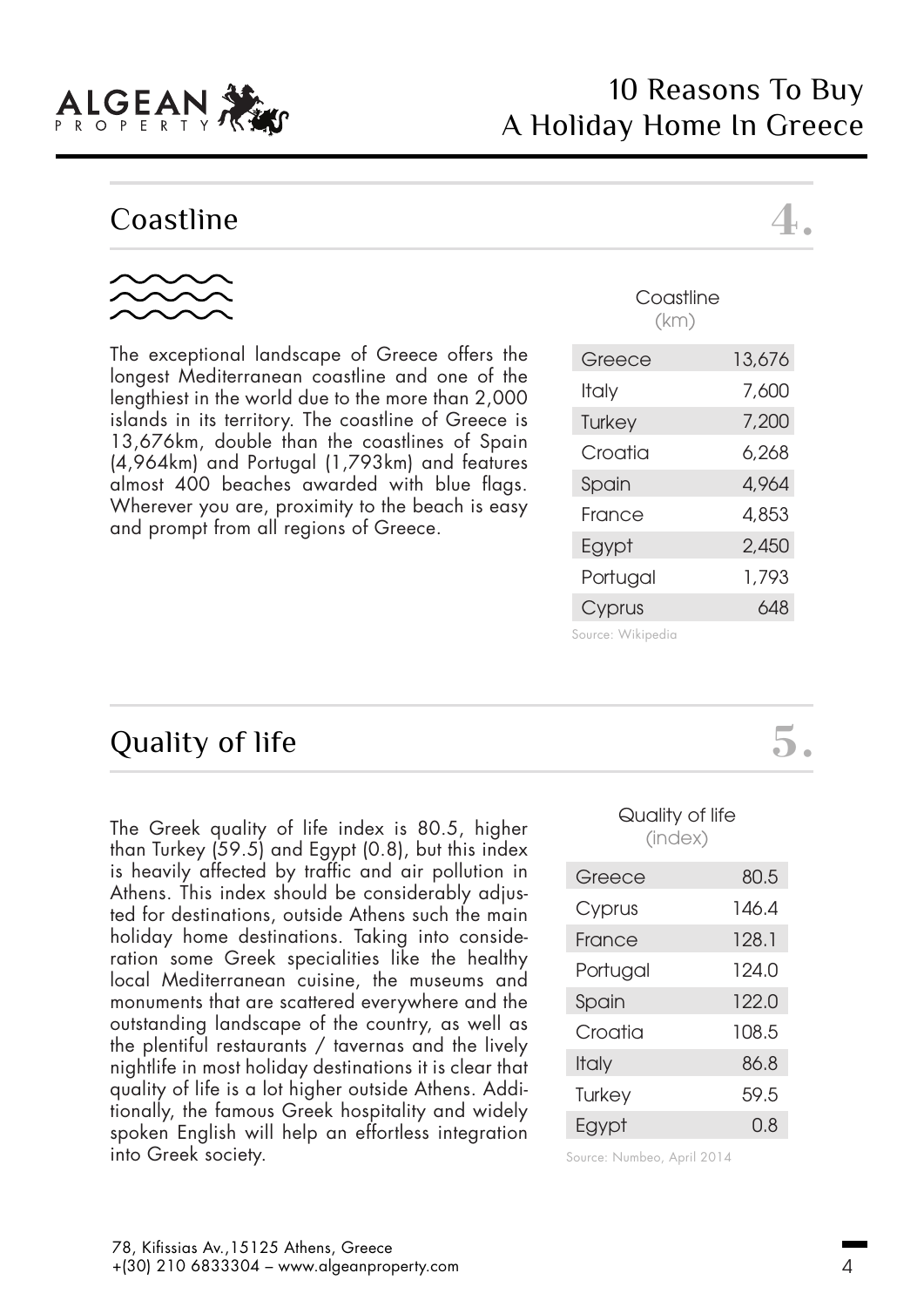## Coastline

**4.**

The exceptional landscape of Greece offers the longest Mediterranean coastline and one of the lengthiest in the world due to the more than 2,000 islands in its territory. The coastline of Greece is 13,676km, double than the coastlines of Spain (4,964km) and Portugal (1,793km) and features almost 400 beaches awarded with blue flags. Wherever you are, proximity to the beach is easy and prompt from all regions of Greece.

| Coastline (km) | |
|---|---|
| Greece | 13,676 |
| Italy | 7,600 |
| Turkey | 7,200 |
| Croatia | 6,268 |
| Spain | 4,964 |
| France | 4,853 |
| Egypt | 2,450 |
| Portugal | 1,793 |
| Cyprus | 648 |

Source: Wikipedia

## Quality of life

**5.**

The Greek quality of life index is 80.5, higher than Turkey (59.5) and Egypt (0.8), but this index is heavily affected by traffic and air pollution in Athens. This index should be considerably adjusted for destinations, outside Athens such the main holiday home destinations. Taking into consideration some Greek specialities like the healthy local Mediterranean cuisine, the museums and monuments that are scattered everywhere and the outstanding landscape of the country, as well as the plentiful restaurants / tavernas and the lively nightlife in most holiday destinations it is clear that quality of life is a lot higher outside Athens. Additionally, the famous Greek hospitality and widely spoken English will help an effortless integration into Greek society.

| Quality of life (index) | |
|---|---|
| Greece | 80.5 |
| Cyprus | 146.4 |
| France | 128.1 |
| Portugal | 124.0 |
| Spain | 122.0 |
| Croatia | 108.5 |
| Italy | 86.8 |
| Turkey | 59.5 |
| Egypt | 0.8 |

Source: Numbeo, April 2014

78, Kifissias Av.,15125 Athens, Greece
+(30) 210 6833304 – www.algeanproperty.com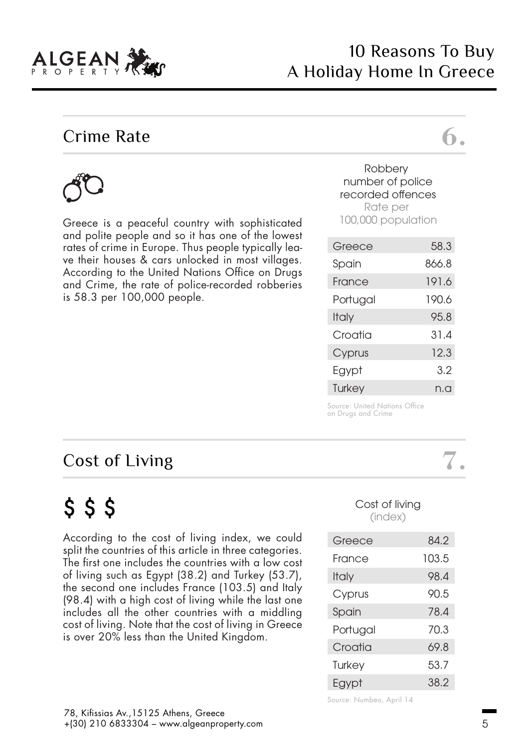## Crime Rate

**6.**

Greece is a peaceful country with sophisticated and polite people and so it has one of the lowest rates of crime in Europe. Thus people typically leave their houses & cars unlocked in most villages. According to the United Nations Office on Drugs and Crime, the rate of police-recorded robberies is 58.3 per 100,000 people.

| Robbery number of police recorded offences Rate per 100,000 population | |
|---|---|
| Greece | 58.3 |
| Spain | 866.8 |
| France | 191.6 |
| Portugal | 190.6 |
| Italy | 95.8 |
| Croatia | 31.4 |
| Cyprus | 12.3 |
| Egypt | 3.2 |
| Turkey | n.a |

Source: United Nations Office on Drugs and Crime

## Cost of Living

**7.**

$ $ $

According to the cost of living index, we could split the countries of this article in three categories. The first one includes the countries with a low cost of living such as Egypt (38.2) and Turkey (53.7), the second one includes France (103.5) and Italy (98.4) with a high cost of living while the last one includes all the other countries with a middling cost of living. Note that the cost of living in Greece is over 20% less than the United Kingdom.

| Cost of living (index) | |
|---|---|
| Greece | 84.2 |
| France | 103.5 |
| Italy | 98.4 |
| Cyprus | 90.5 |
| Spain | 78.4 |
| Portugal | 70.3 |
| Croatia | 69.8 |
| Turkey | 53.7 |
| Egypt | 38.2 |

Source: Numbeo, April 14

78, Kifissias Av.,15125 Athens, Greece
+(30) 210 6833304 – www.algeanproperty.com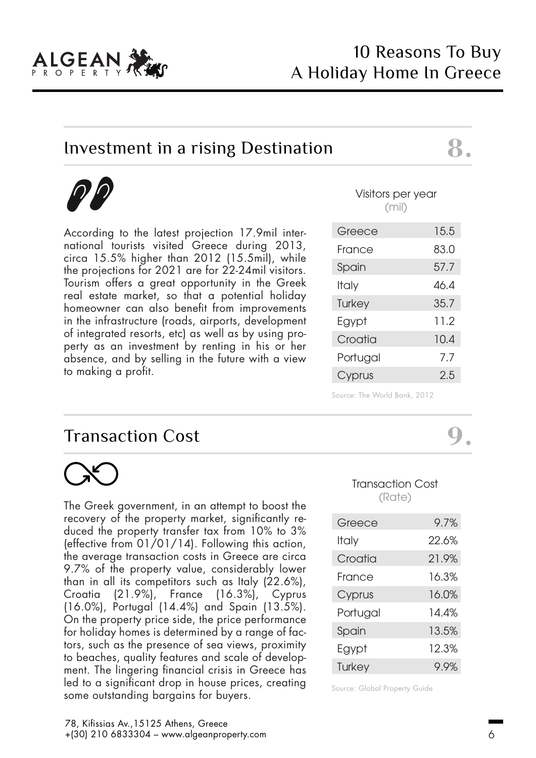## Investment in a rising Destination

**8.**

According to the latest projection 17.9mil international tourists visited Greece during 2013, circa 15.5% higher than 2012 (15.5mil), while the projections for 2021 are for 22-24mil visitors. Tourism offers a great opportunity in the Greek real estate market, so that a potential holiday homeowner can also benefit from improvements in the infrastructure (roads, airports, development of integrated resorts, etc) as well as by using property as an investment by renting in his or her absence, and by selling in the future with a view to making a profit.

Visitors per year (mil)

| | |
|---|---|
| Greece | 15.5 |
| France | 83.0 |
| Spain | 57.7 |
| Italy | 46.4 |
| Turkey | 35.7 |
| Egypt | 11.2 |
| Croatia | 10.4 |
| Portugal | 7.7 |
| Cyprus | 2.5 |

Source: The World Bank, 2012

## Transaction Cost

**9.**

The Greek government, in an attempt to boost the recovery of the property market, significantly reduced the property transfer tax from 10% to 3% (effective from 01/01/14). Following this action, the average transaction costs in Greece are circa 9.7% of the property value, considerably lower than in all its competitors such as Italy (22.6%), Croatia (21.9%), France (16.3%), Cyprus (16.0%), Portugal (14.4%) and Spain (13.5%). On the property price side, the price performance for holiday homes is determined by a range of factors, such as the presence of sea views, proximity to beaches, quality features and scale of development. The lingering financial crisis in Greece has led to a significant drop in house prices, creating some outstanding bargains for buyers.

Transaction Cost (Rate)

| | |
|---|---|
| Greece | 9.7% |
| Italy | 22.6% |
| Croatia | 21.9% |
| France | 16.3% |
| Cyprus | 16.0% |
| Portugal | 14.4% |
| Spain | 13.5% |
| Egypt | 12.3% |
| Turkey | 9.9% |

Source: Global Property Guide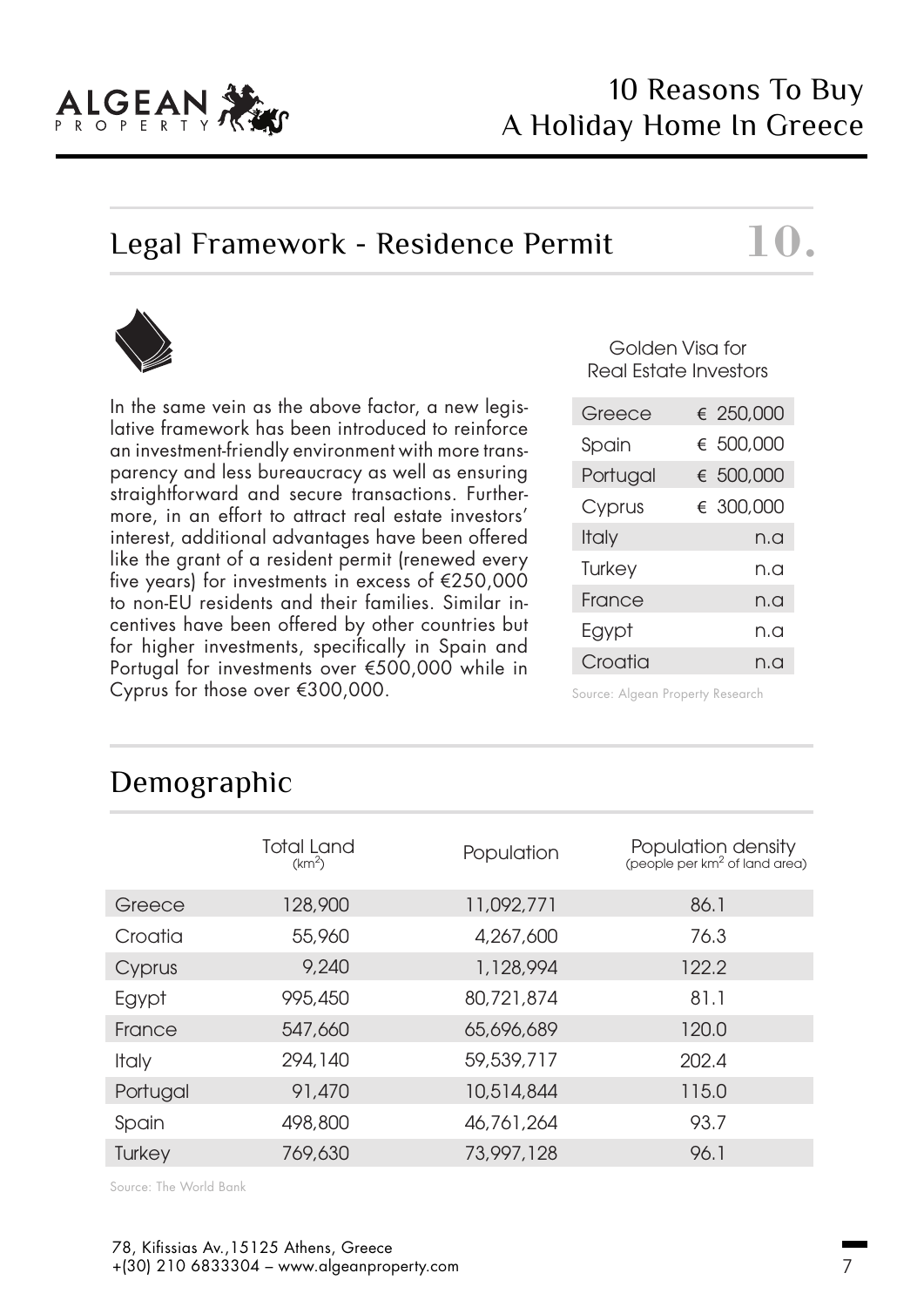## Legal Framework - Residence Permit

**10.**

In the same vein as the above factor, a new legislative framework has been introduced to reinforce an investment-friendly environment with more transparency and less bureaucracy as well as ensuring straightforward and secure transactions. Furthermore, in an effort to attract real estate investors' interest, additional advantages have been offered like the grant of a resident permit (renewed every five years) for investments in excess of €250,000 to non-EU residents and their families. Similar incentives have been offered by other countries but for higher investments, specifically in Spain and Portugal for investments over €500,000 while in Cyprus for those over €300,000.

Golden Visa for Real Estate Investors

| | |
|---|---|
| Greece | € 250,000 |
| Spain | € 500,000 |
| Portugal | € 500,000 |
| Cyprus | € 300,000 |
| Italy | n.a |
| Turkey | n.a |
| France | n.a |
| Egypt | n.a |
| Croatia | n.a |

Source: Algean Property Research

## Demographic

| | Total Land ($km^2$) | Population | Population density (people per $km^2$ of land area) |
|---|---|---|---|
| Greece | 128,900 | 11,092,771 | 86.1 |
| Croatia | 55,960 | 4,267,600 | 76.3 |
| Cyprus | 9,240 | 1,128,994 | 122.2 |
| Egypt | 995,450 | 80,721,874 | 81.1 |
| France | 547,660 | 65,696,689 | 120.0 |
| Italy | 294,140 | 59,539,717 | 202.4 |
| Portugal | 91,470 | 10,514,844 | 115.0 |
| Spain | 498,800 | 46,761,264 | 93.7 |
| Turkey | 769,630 | 73,997,128 | 96.1 |

Source: The World Bank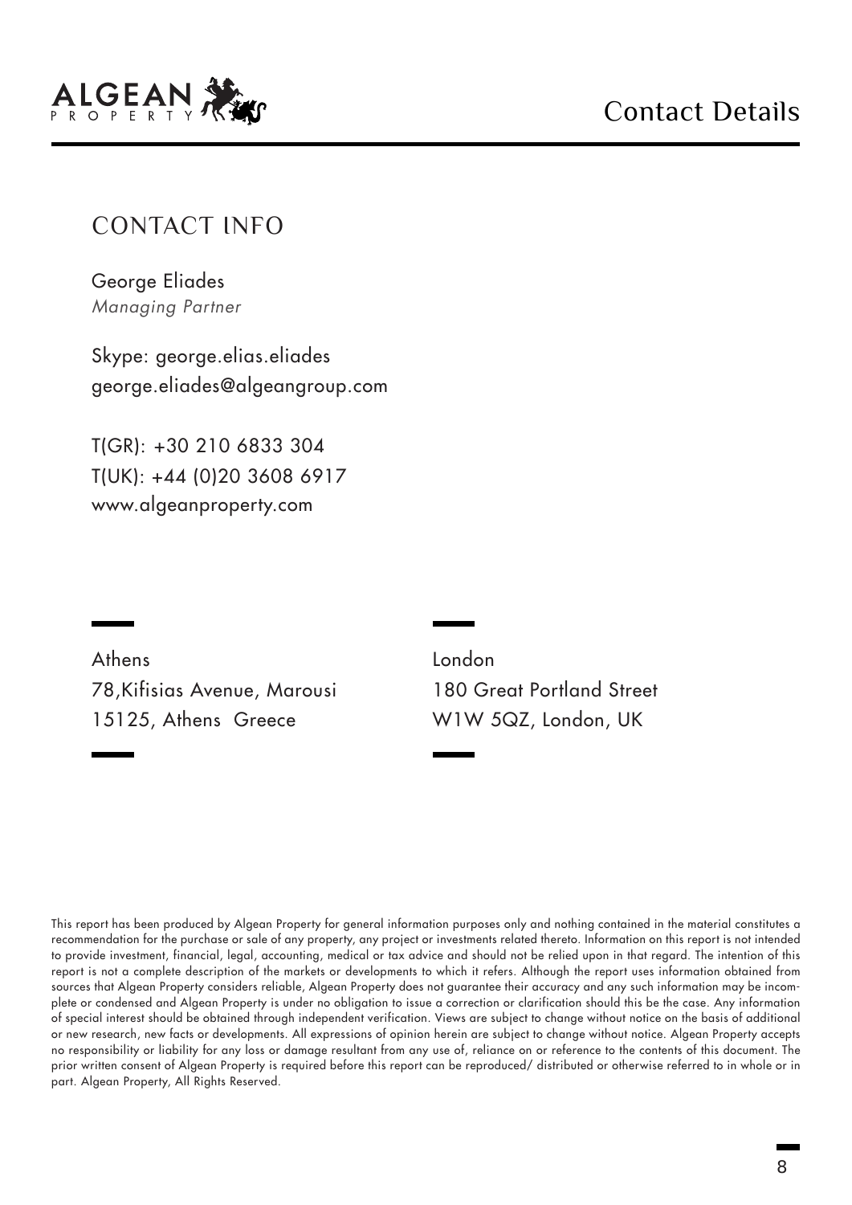# Contact Details

## CONTACT INFO

George Eliades
*Managing Partner*

Skype: george.elias.eliades
george.eliades@algeangroup.com

T(GR): +30 210 6833 304
T(UK): +44 (0)20 3608 6917
www.algeanproperty.com

Athens
78,Kifisias Avenue, Marousi
15125, Athens Greece

London
180 Great Portland Street
W1W 5QZ, London, UK

This report has been produced by Algean Property for general information purposes only and nothing contained in the material constitutes a recommendation for the purchase or sale of any property, any project or investments related thereto. Information on this report is not intended to provide investment, financial, legal, accounting, medical or tax advice and should not be relied upon in that regard. The intention of this report is not a complete description of the markets or developments to which it refers. Although the report uses information obtained from sources that Algean Property considers reliable, Algean Property does not guarantee their accuracy and any such information may be incomplete or condensed and Algean Property is under no obligation to issue a correction or clarification should this be the case. Any information of special interest should be obtained through independent verification. Views are subject to change without notice on the basis of additional or new research, new facts or developments. All expressions of opinion herein are subject to change without notice. Algean Property accepts no responsibility or liability for any loss or damage resultant from any use of, reliance on or reference to the contents of this document. The prior written consent of Algean Property is required before this report can be reproduced/ distributed or otherwise referred to in whole or in part. Algean Property, All Rights Reserved.